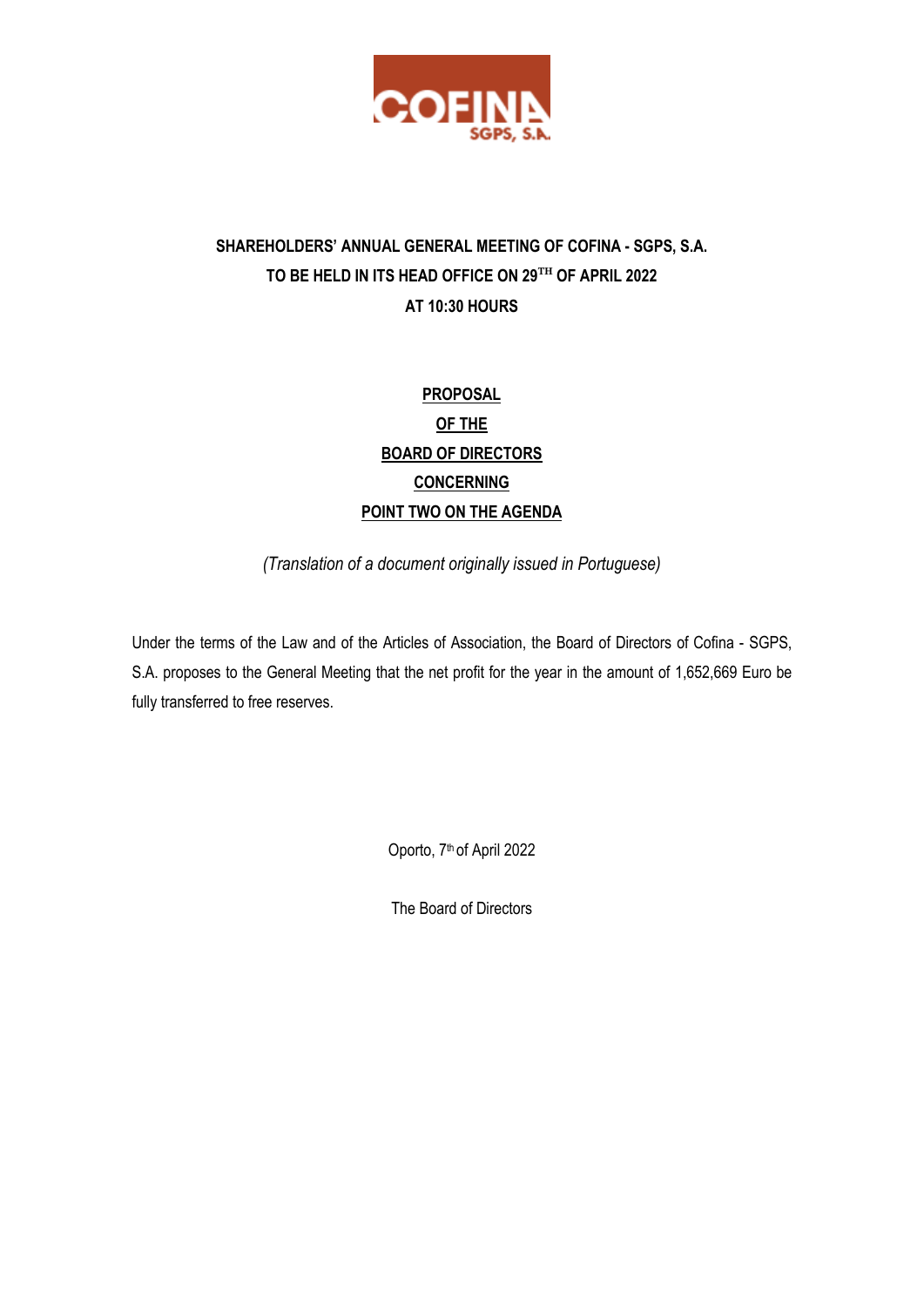COFINA
SGPS, S.A.

**SHAREHOLDERS' ANNUAL GENERAL MEETING OF COFINA - SGPS, S.A.**
**TO BE HELD IN ITS HEAD OFFICE ON 29TH OF APRIL 2022**
**AT 10:30 HOURS**

**PROPOSAL**
**OF THE**
**BOARD OF DIRECTORS**
**CONCERNING**
**POINT TWO ON THE AGENDA**

*(Translation of a document originally issued in Portuguese)*

Under the terms of the Law and of the Articles of Association, the Board of Directors of Cofina - SGPS, S.A. proposes to the General Meeting that the net profit for the year in the amount of 1,652,669 Euro be fully transferred to free reserves.

Oporto, 7th of April 2022

The Board of Directors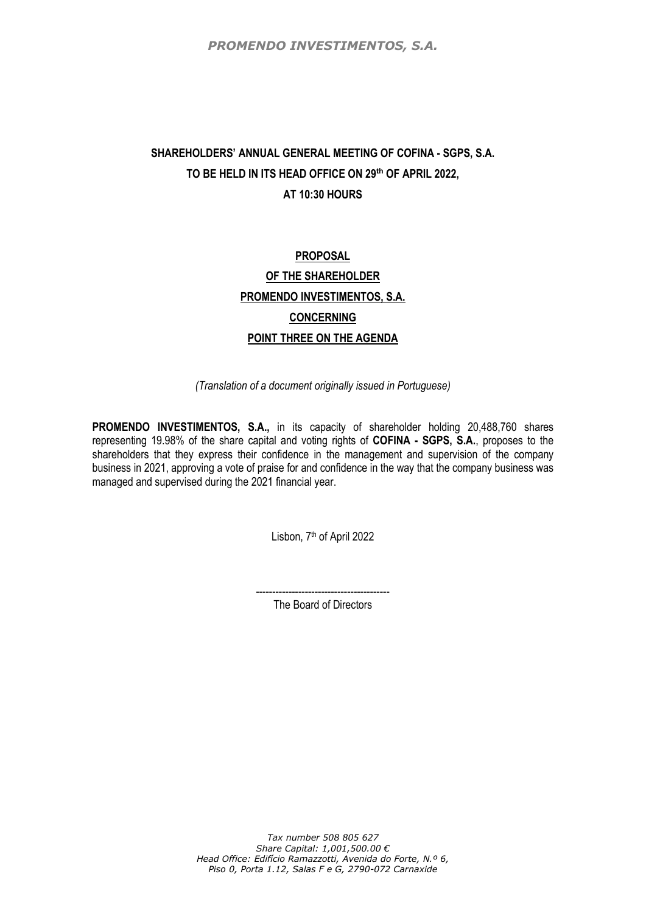**SHAREHOLDERS' ANNUAL GENERAL MEETING OF COFINA - SGPS, S.A.**
**TO BE HELD IN ITS HEAD OFFICE ON 29th OF APRIL 2022,**
**AT 10:30 HOURS**

**PROPOSAL**
**OF THE SHAREHOLDER**
**PROMENDO INVESTIMENTOS, S.A.**
**CONCERNING**
**POINT THREE ON THE AGENDA**

*(Translation of a document originally issued in Portuguese)*

**PROMENDO INVESTIMENTOS, S.A.,** in its capacity of shareholder holding 20,488,760 shares representing 19.98% of the share capital and voting rights of **COFINA - SGPS, S.A.**, proposes to the shareholders that they express their confidence in the management and supervision of the company business in 2021, approving a vote of praise for and confidence in the way that the company business was managed and supervised during the 2021 financial year.

Lisbon, 7th of April 2022

-----------------------------------------
The Board of Directors

*Tax number 508 805 627*
*Share Capital: 1,001,500.00 €*
*Head Office: Edifício Ramazzotti, Avenida do Forte, N.º 6,*
*Piso 0, Porta 1.12, Salas F e G, 2790-072 Carnaxide*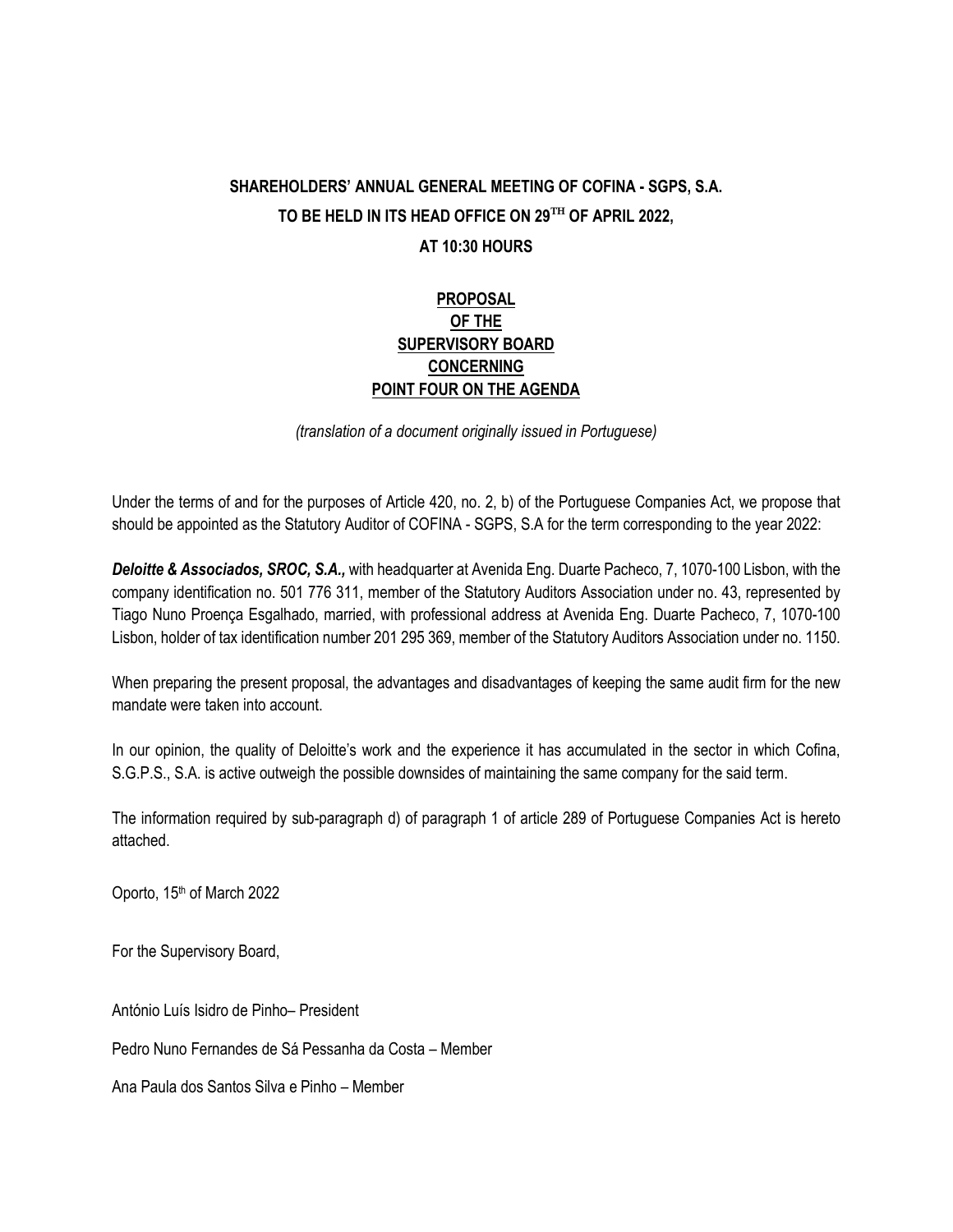# SHAREHOLDERS' ANNUAL GENERAL MEETING OF COFINA - SGPS, S.A. TO BE HELD IN ITS HEAD OFFICE ON 29TH OF APRIL 2022, AT 10:30 HOURS

## PROPOSAL OF THE SUPERVISORY BOARD CONCERNING POINT FOUR ON THE AGENDA

*(translation of a document originally issued in Portuguese)*

Under the terms of and for the purposes of Article 420, no. 2, b) of the Portuguese Companies Act, we propose that should be appointed as the Statutory Auditor of COFINA - SGPS, S.A for the term corresponding to the year 2022:

***Deloitte & Associados, SROC, S.A.,*** with headquarter at Avenida Eng. Duarte Pacheco, 7, 1070-100 Lisbon, with the company identification no. 501 776 311, member of the Statutory Auditors Association under no. 43, represented by Tiago Nuno Proença Esgalhado, married, with professional address at Avenida Eng. Duarte Pacheco, 7, 1070-100 Lisbon, holder of tax identification number 201 295 369, member of the Statutory Auditors Association under no. 1150.

When preparing the present proposal, the advantages and disadvantages of keeping the same audit firm for the new mandate were taken into account.

In our opinion, the quality of Deloitte's work and the experience it has accumulated in the sector in which Cofina, S.G.P.S., S.A. is active outweigh the possible downsides of maintaining the same company for the said term.

The information required by sub-paragraph d) of paragraph 1 of article 289 of Portuguese Companies Act is hereto attached.

Oporto, 15th of March 2022

For the Supervisory Board,

António Luís Isidro de Pinho– President

Pedro Nuno Fernandes de Sá Pessanha da Costa – Member

Ana Paula dos Santos Silva e Pinho – Member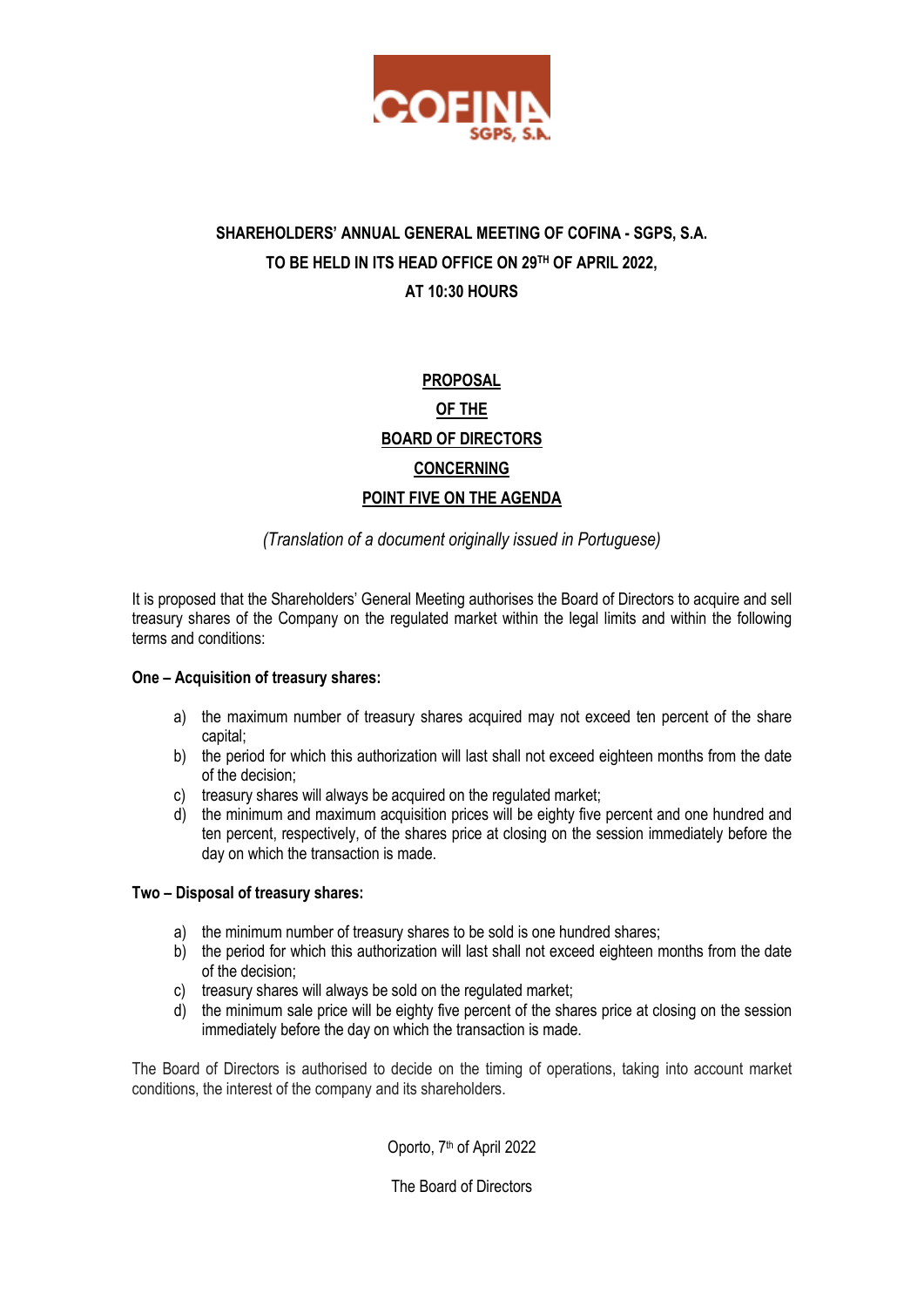**COFINA**
**SGPS, S.A.**

**SHAREHOLDERS' ANNUAL GENERAL MEETING OF COFINA - SGPS, S.A.**
**TO BE HELD IN ITS HEAD OFFICE ON 29TH OF APRIL 2022,**
**AT 10:30 HOURS**

**PROPOSAL**
**OF THE**
**BOARD OF DIRECTORS**
**CONCERNING**
**POINT FIVE ON THE AGENDA**

*(Translation of a document originally issued in Portuguese)*

It is proposed that the Shareholders' General Meeting authorises the Board of Directors to acquire and sell treasury shares of the Company on the regulated market within the legal limits and within the following terms and conditions:

**One – Acquisition of treasury shares:**

a) the maximum number of treasury shares acquired may not exceed ten percent of the share capital;
b) the period for which this authorization will last shall not exceed eighteen months from the date of the decision;
c) treasury shares will always be acquired on the regulated market;
d) the minimum and maximum acquisition prices will be eighty five percent and one hundred and ten percent, respectively, of the shares price at closing on the session immediately before the day on which the transaction is made.

**Two – Disposal of treasury shares:**

a) the minimum number of treasury shares to be sold is one hundred shares;
b) the period for which this authorization will last shall not exceed eighteen months from the date of the decision;
c) treasury shares will always be sold on the regulated market;
d) the minimum sale price will be eighty five percent of the shares price at closing on the session immediately before the day on which the transaction is made.

The Board of Directors is authorised to decide on the timing of operations, taking into account market conditions, the interest of the company and its shareholders.

Oporto, 7th of April 2022

The Board of Directors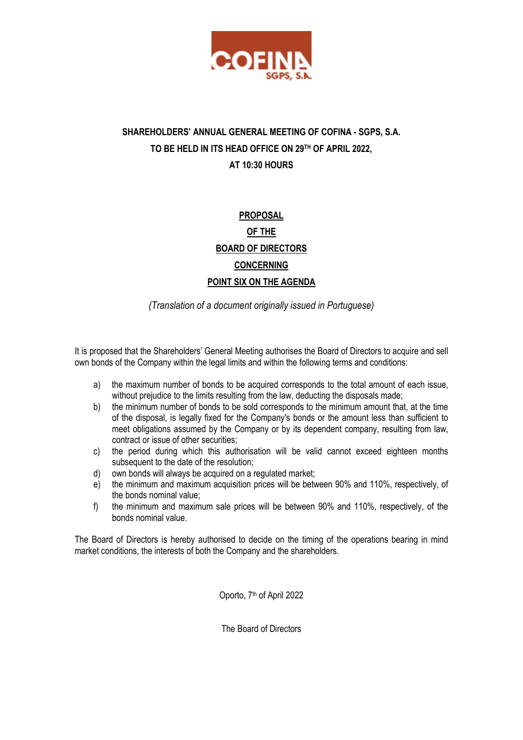**SHAREHOLDERS' ANNUAL GENERAL MEETING OF COFINA - SGPS, S.A.**
**TO BE HELD IN ITS HEAD OFFICE ON 29TH OF APRIL 2022,**
**AT 10:30 HOURS**

**PROPOSAL**
**OF THE**
**BOARD OF DIRECTORS**
**CONCERNING**
**POINT SIX ON THE AGENDA**

*(Translation of a document originally issued in Portuguese)*

It is proposed that the Shareholders' General Meeting authorises the Board of Directors to acquire and sell own bonds of the Company within the legal limits and within the following terms and conditions:

a) the maximum number of bonds to be acquired corresponds to the total amount of each issue, without prejudice to the limits resulting from the law, deducting the disposals made;
b) the minimum number of bonds to be sold corresponds to the minimum amount that, at the time of the disposal, is legally fixed for the Company's bonds or the amount less than sufficient to meet obligations assumed by the Company or by its dependent company, resulting from law, contract or issue of other securities;
c) the period during which this authorisation will be valid cannot exceed eighteen months subsequent to the date of the resolution;
d) own bonds will always be acquired on a regulated market;
e) the minimum and maximum acquisition prices will be between 90% and 110%, respectively, of the bonds nominal value;
f) the minimum and maximum sale prices will be between 90% and 110%, respectively, of the bonds nominal value.

The Board of Directors is hereby authorised to decide on the timing of the operations bearing in mind market conditions, the interests of both the Company and the shareholders.

Oporto, 7th of April 2022

The Board of Directors